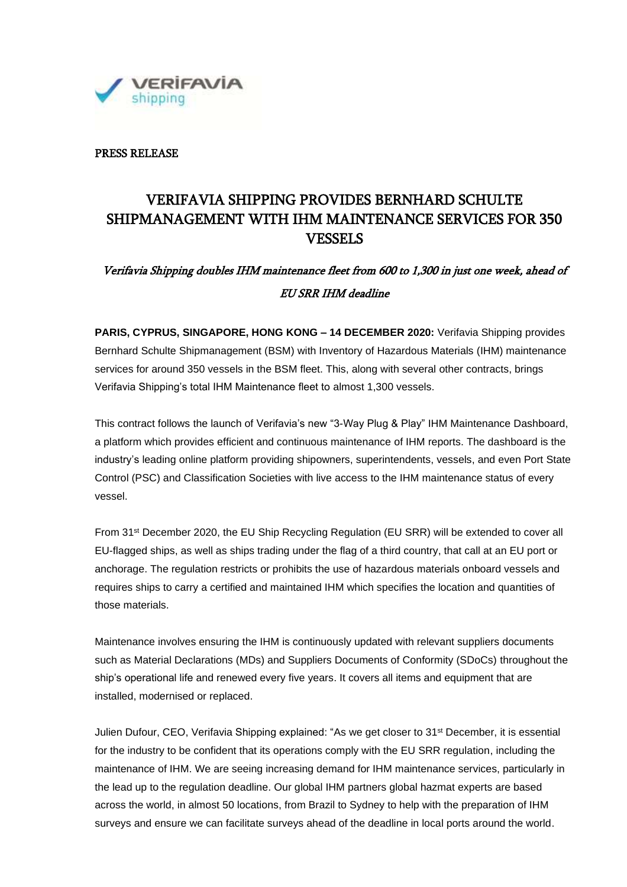PRESS RELEASE

# VERIFAVIA SHIPPING PROVIDES BERNHARD SCHULTE SHIPMANAGEMENT WITH IHM MAINTENANCE SERVICES FOR 350 VESSELS

*Verifavia Shipping doubles IHM maintenance fleet from 600 to 1,300 in just one week, ahead of EU SRR IHM deadline*

**PARIS, CYPRUS, SINGAPORE, HONG KONG – 14 DECEMBER 2020:** Verifavia Shipping provides Bernhard Schulte Shipmanagement (BSM) with Inventory of Hazardous Materials (IHM) maintenance services for around 350 vessels in the BSM fleet. This, along with several other contracts, brings Verifavia Shipping's total IHM Maintenance fleet to almost 1,300 vessels.

This contract follows the launch of Verifavia's new "3-Way Plug & Play" IHM Maintenance Dashboard, a platform which provides efficient and continuous maintenance of IHM reports. The dashboard is the industry's leading online platform providing shipowners, superintendents, vessels, and even Port State Control (PSC) and Classification Societies with live access to the IHM maintenance status of every vessel.

From 31st December 2020, the EU Ship Recycling Regulation (EU SRR) will be extended to cover all EU-flagged ships, as well as ships trading under the flag of a third country, that call at an EU port or anchorage. The regulation restricts or prohibits the use of hazardous materials onboard vessels and requires ships to carry a certified and maintained IHM which specifies the location and quantities of those materials.

Maintenance involves ensuring the IHM is continuously updated with relevant suppliers documents such as Material Declarations (MDs) and Suppliers Documents of Conformity (SDoCs) throughout the ship's operational life and renewed every five years. It covers all items and equipment that are installed, modernised or replaced.

Julien Dufour, CEO, Verifavia Shipping explained: "As we get closer to 31st December, it is essential for the industry to be confident that its operations comply with the EU SRR regulation, including the maintenance of IHM. We are seeing increasing demand for IHM maintenance services, particularly in the lead up to the regulation deadline. Our global IHM partners global hazmat experts are based across the world, in almost 50 locations, from Brazil to Sydney to help with the preparation of IHM surveys and ensure we can facilitate surveys ahead of the deadline in local ports around the world.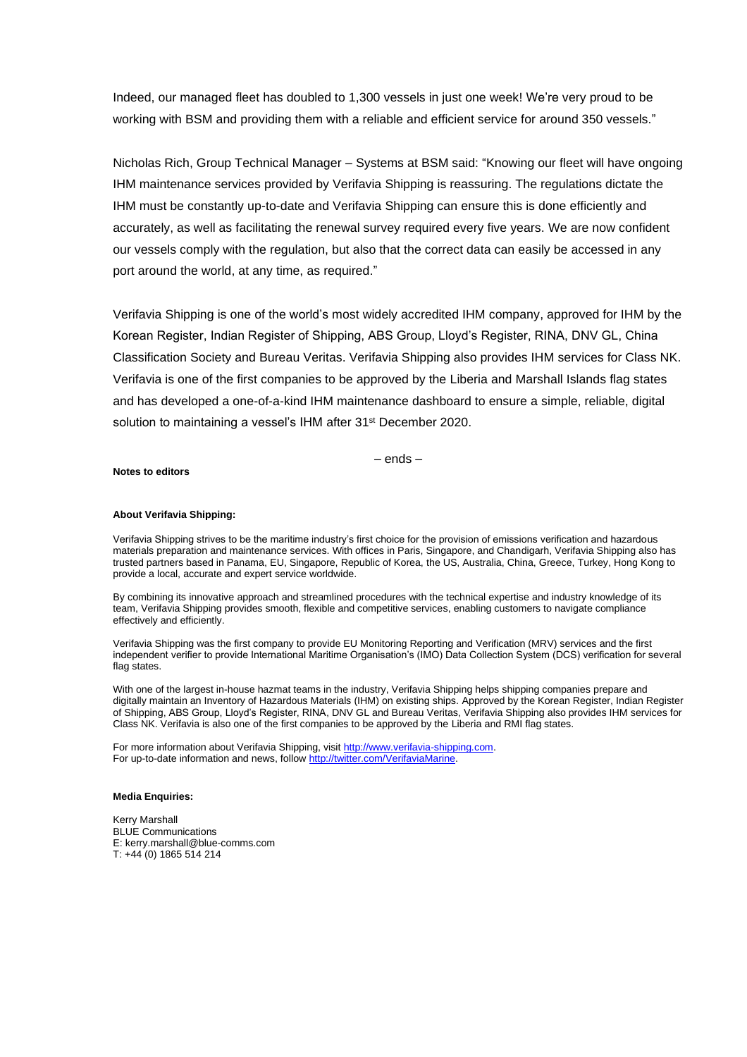Indeed, our managed fleet has doubled to 1,300 vessels in just one week! We're very proud to be working with BSM and providing them with a reliable and efficient service for around 350 vessels."

Nicholas Rich, Group Technical Manager – Systems at BSM said: "Knowing our fleet will have ongoing IHM maintenance services provided by Verifavia Shipping is reassuring. The regulations dictate the IHM must be constantly up-to-date and Verifavia Shipping can ensure this is done efficiently and accurately, as well as facilitating the renewal survey required every five years. We are now confident our vessels comply with the regulation, but also that the correct data can easily be accessed in any port around the world, at any time, as required."

Verifavia Shipping is one of the world's most widely accredited IHM company, approved for IHM by the Korean Register, Indian Register of Shipping, ABS Group, Lloyd's Register, RINA, DNV GL, China Classification Society and Bureau Veritas. Verifavia Shipping also provides IHM services for Class NK. Verifavia is one of the first companies to be approved by the Liberia and Marshall Islands flag states and has developed a one-of-a-kind IHM maintenance dashboard to ensure a simple, reliable, digital solution to maintaining a vessel's IHM after 31st December 2020.

– ends –

**Notes to editors**

**About Verifavia Shipping:**

Verifavia Shipping strives to be the maritime industry's first choice for the provision of emissions verification and hazardous materials preparation and maintenance services. With offices in Paris, Singapore, and Chandigarh, Verifavia Shipping also has trusted partners based in Panama, EU, Singapore, Republic of Korea, the US, Australia, China, Greece, Turkey, Hong Kong to provide a local, accurate and expert service worldwide.

By combining its innovative approach and streamlined procedures with the technical expertise and industry knowledge of its team, Verifavia Shipping provides smooth, flexible and competitive services, enabling customers to navigate compliance effectively and efficiently.

Verifavia Shipping was the first company to provide EU Monitoring Reporting and Verification (MRV) services and the first independent verifier to provide International Maritime Organisation's (IMO) Data Collection System (DCS) verification for several flag states.

With one of the largest in-house hazmat teams in the industry, Verifavia Shipping helps shipping companies prepare and digitally maintain an Inventory of Hazardous Materials (IHM) on existing ships. Approved by the Korean Register, Indian Register of Shipping, ABS Group, Lloyd's Register, RINA, DNV GL and Bureau Veritas, Verifavia Shipping also provides IHM services for Class NK. Verifavia is also one of the first companies to be approved by the Liberia and RMI flag states.

For more information about Verifavia Shipping, visit http://www.verifavia-shipping.com.
For up-to-date information and news, follow http://twitter.com/VerifaviaMarine.

**Media Enquiries:**

Kerry Marshall
BLUE Communications
E: kerry.marshall@blue-comms.com
T: +44 (0) 1865 514 214